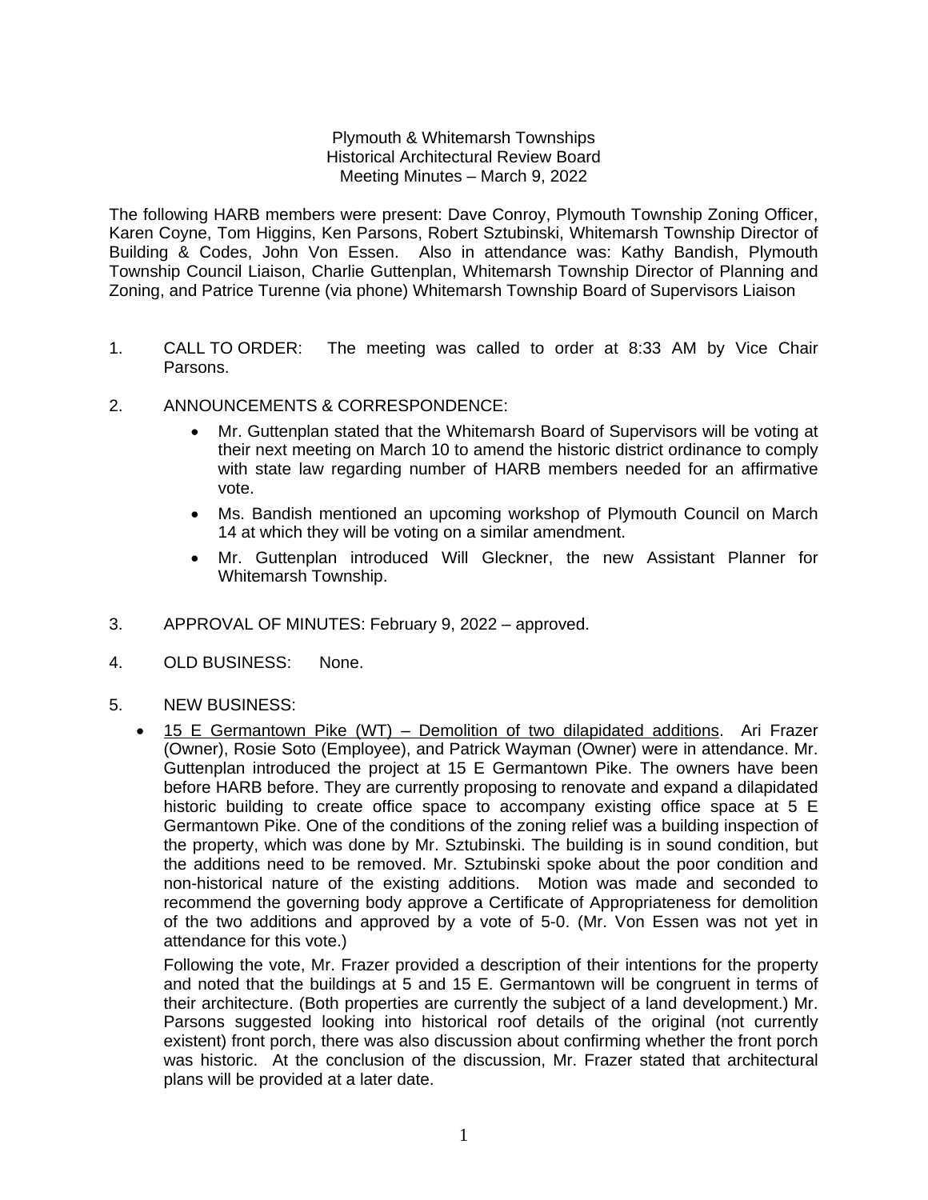Plymouth & Whitemarsh Townships
Historical Architectural Review Board
Meeting Minutes – March 9, 2022

The following HARB members were present: Dave Conroy, Plymouth Township Zoning Officer, Karen Coyne, Tom Higgins, Ken Parsons, Robert Sztubinski, Whitemarsh Township Director of Building & Codes, John Von Essen. Also in attendance was: Kathy Bandish, Plymouth Township Council Liaison, Charlie Guttenplan, Whitemarsh Township Director of Planning and Zoning, and Patrice Turenne (via phone) Whitemarsh Township Board of Supervisors Liaison

1. CALL TO ORDER: The meeting was called to order at 8:33 AM by Vice Chair Parsons.

2. ANNOUNCEMENTS & CORRESPONDENCE:
   - Mr. Guttenplan stated that the Whitemarsh Board of Supervisors will be voting at their next meeting on March 10 to amend the historic district ordinance to comply with state law regarding number of HARB members needed for an affirmative vote.
   - Ms. Bandish mentioned an upcoming workshop of Plymouth Council on March 14 at which they will be voting on a similar amendment.
   - Mr. Guttenplan introduced Will Gleckner, the new Assistant Planner for Whitemarsh Township.

3. APPROVAL OF MINUTES: February 9, 2022 – approved.

4. OLD BUSINESS: None.

5. NEW BUSINESS:
   - 15 E Germantown Pike (WT) – Demolition of two dilapidated additions. Ari Frazer (Owner), Rosie Soto (Employee), and Patrick Wayman (Owner) were in attendance. Mr. Guttenplan introduced the project at 15 E Germantown Pike. The owners have been before HARB before. They are currently proposing to renovate and expand a dilapidated historic building to create office space to accompany existing office space at 5 E Germantown Pike. One of the conditions of the zoning relief was a building inspection of the property, which was done by Mr. Sztubinski. The building is in sound condition, but the additions need to be removed. Mr. Sztubinski spoke about the poor condition and non-historical nature of the existing additions. Motion was made and seconded to recommend the governing body approve a Certificate of Appropriateness for demolition of the two additions and approved by a vote of 5-0. (Mr. Von Essen was not yet in attendance for this vote.)

     Following the vote, Mr. Frazer provided a description of their intentions for the property and noted that the buildings at 5 and 15 E. Germantown will be congruent in terms of their architecture. (Both properties are currently the subject of a land development.) Mr. Parsons suggested looking into historical roof details of the original (not currently existent) front porch, there was also discussion about confirming whether the front porch was historic. At the conclusion of the discussion, Mr. Frazer stated that architectural plans will be provided at a later date.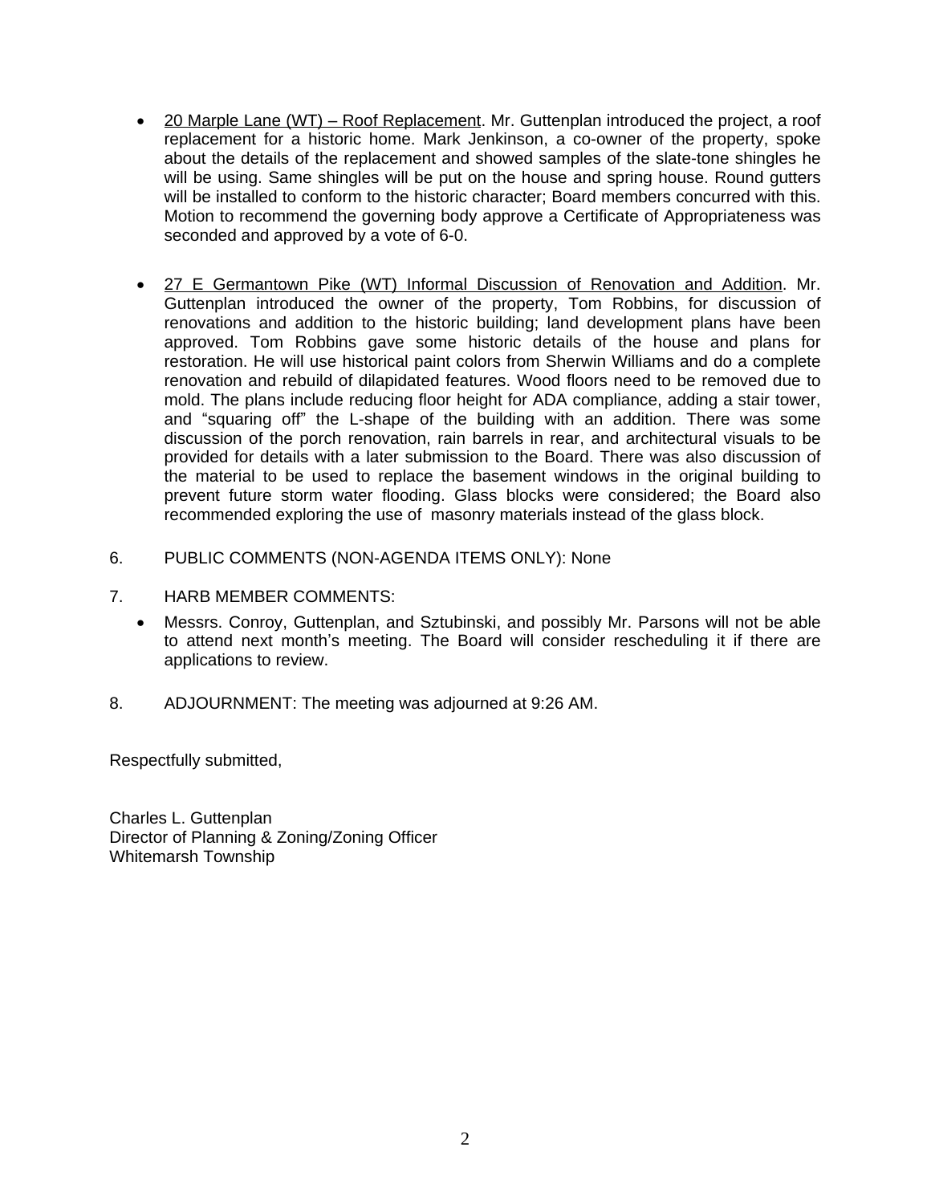- <u>20 Marple Lane (WT) – Roof Replacement</u>. Mr. Guttenplan introduced the project, a roof replacement for a historic home. Mark Jenkinson, a co-owner of the property, spoke about the details of the replacement and showed samples of the slate-tone shingles he will be using. Same shingles will be put on the house and spring house. Round gutters will be installed to conform to the historic character; Board members concurred with this. Motion to recommend the governing body approve a Certificate of Appropriateness was seconded and approved by a vote of 6-0.

- <u>27 E Germantown Pike (WT) Informal Discussion of Renovation and Addition</u>. Mr. Guttenplan introduced the owner of the property, Tom Robbins, for discussion of renovations and addition to the historic building; land development plans have been approved. Tom Robbins gave some historic details of the house and plans for restoration. He will use historical paint colors from Sherwin Williams and do a complete renovation and rebuild of dilapidated features. Wood floors need to be removed due to mold. The plans include reducing floor height for ADA compliance, adding a stair tower, and "squaring off" the L-shape of the building with an addition. There was some discussion of the porch renovation, rain barrels in rear, and architectural visuals to be provided for details with a later submission to the Board. There was also discussion of the material to be used to replace the basement windows in the original building to prevent future storm water flooding. Glass blocks were considered; the Board also recommended exploring the use of masonry materials instead of the glass block.

6. PUBLIC COMMENTS (NON-AGENDA ITEMS ONLY): None

7. HARB MEMBER COMMENTS:

   - Messrs. Conroy, Guttenplan, and Sztubinski, and possibly Mr. Parsons will not be able to attend next month's meeting. The Board will consider rescheduling it if there are applications to review.

8. ADJOURNMENT: The meeting was adjourned at 9:26 AM.

Respectfully submitted,

Charles L. Guttenplan
Director of Planning & Zoning/Zoning Officer
Whitemarsh Township